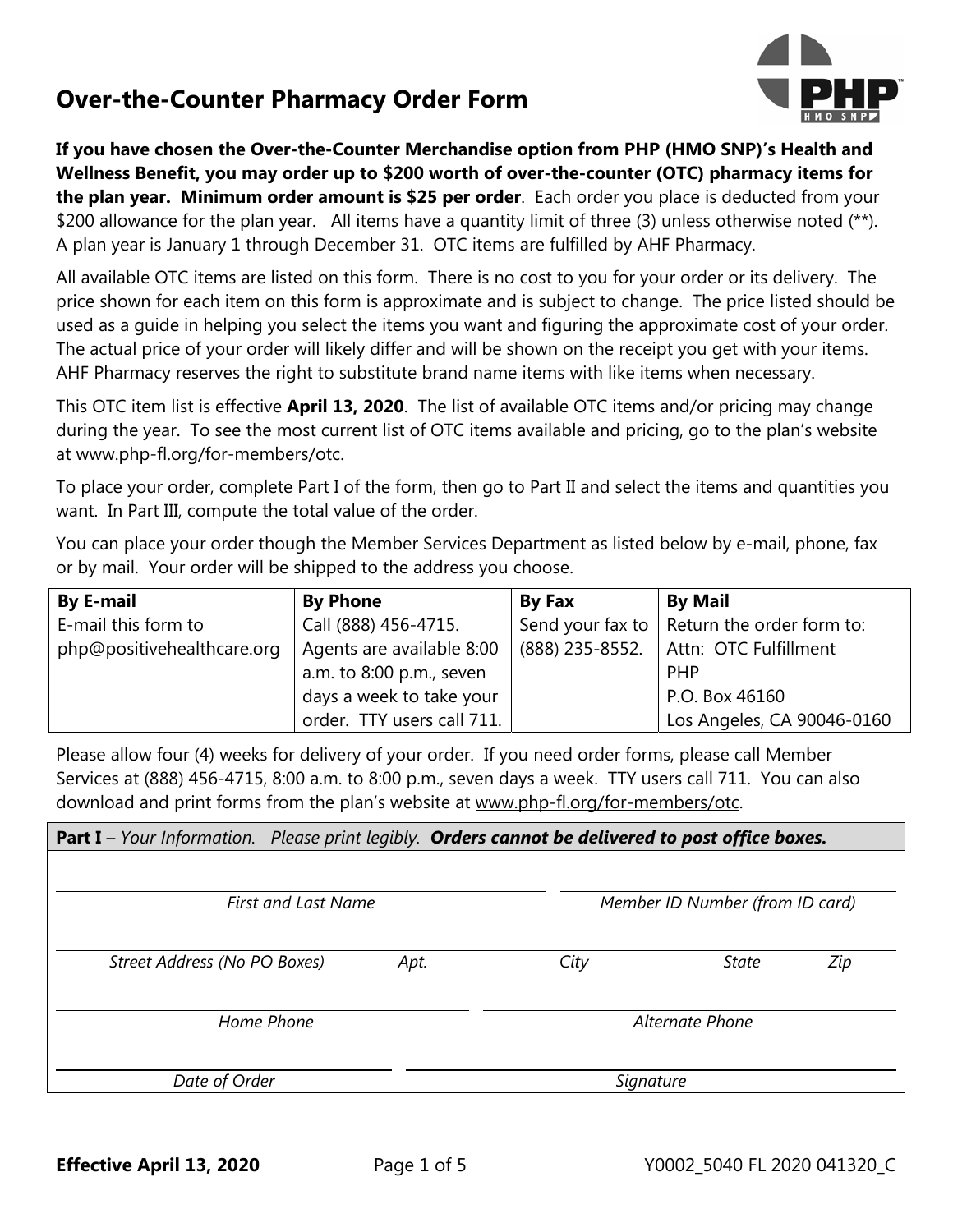# Over-the-Counter Pharmacy Order Form

**If you have chosen the Over-the-Counter Merchandise option from PHP (HMO SNP)'s Health and Wellness Benefit, you may order up to $200 worth of over-the-counter (OTC) pharmacy items for the plan year. Minimum order amount is $25 per order**. Each order you place is deducted from your $200 allowance for the plan year. All items have a quantity limit of three (3) unless otherwise noted (**). A plan year is January 1 through December 31. OTC items are fulfilled by AHF Pharmacy.

All available OTC items are listed on this form. There is no cost to you for your order or its delivery. The price shown for each item on this form is approximate and is subject to change. The price listed should be used as a guide in helping you select the items you want and figuring the approximate cost of your order. The actual price of your order will likely differ and will be shown on the receipt you get with your items. AHF Pharmacy reserves the right to substitute brand name items with like items when necessary.

This OTC item list is effective **April 13, 2020**. The list of available OTC items and/or pricing may change during the year. To see the most current list of OTC items available and pricing, go to the plan's website at www.php-fl.org/for-members/otc.

To place your order, complete Part I of the form, then go to Part II and select the items and quantities you want. In Part III, compute the total value of the order.

You can place your order though the Member Services Department as listed below by e-mail, phone, fax or by mail. Your order will be shipped to the address you choose.

| **By E-mail** | **By Phone** | **By Fax** | **By Mail** |
|---|---|---|---|
| E-mail this form to php@positivehealthcare.org | Call (888) 456-4715. Agents are available 8:00 a.m. to 8:00 p.m., seven days a week to take your order. TTY users call 711. | Send your fax to (888) 235-8552. | Return the order form to: Attn: OTC Fulfillment PHP P.O. Box 46160 Los Angeles, CA 90046-0160 |

Please allow four (4) weeks for delivery of your order. If you need order forms, please call Member Services at (888) 456-4715, 8:00 a.m. to 8:00 p.m., seven days a week. TTY users call 711. You can also download and print forms from the plan's website at www.php-fl.org/for-members/otc.

**Part I** – *Your Information. Please print legibly.* ***Orders cannot be delivered to post office boxes.***

| *First and Last Name* | | | *Member ID Number (from ID card)* | |
|---|---|---|---|---|
| *Street Address (No PO Boxes)* | *Apt.* | *City* | *State* | *Zip* |
| *Home Phone* | | | *Alternate Phone* | |
| *Date of Order* | | | *Signature* | |

**Effective April 13, 2020** Y0002_5040 FL 2020 041320_C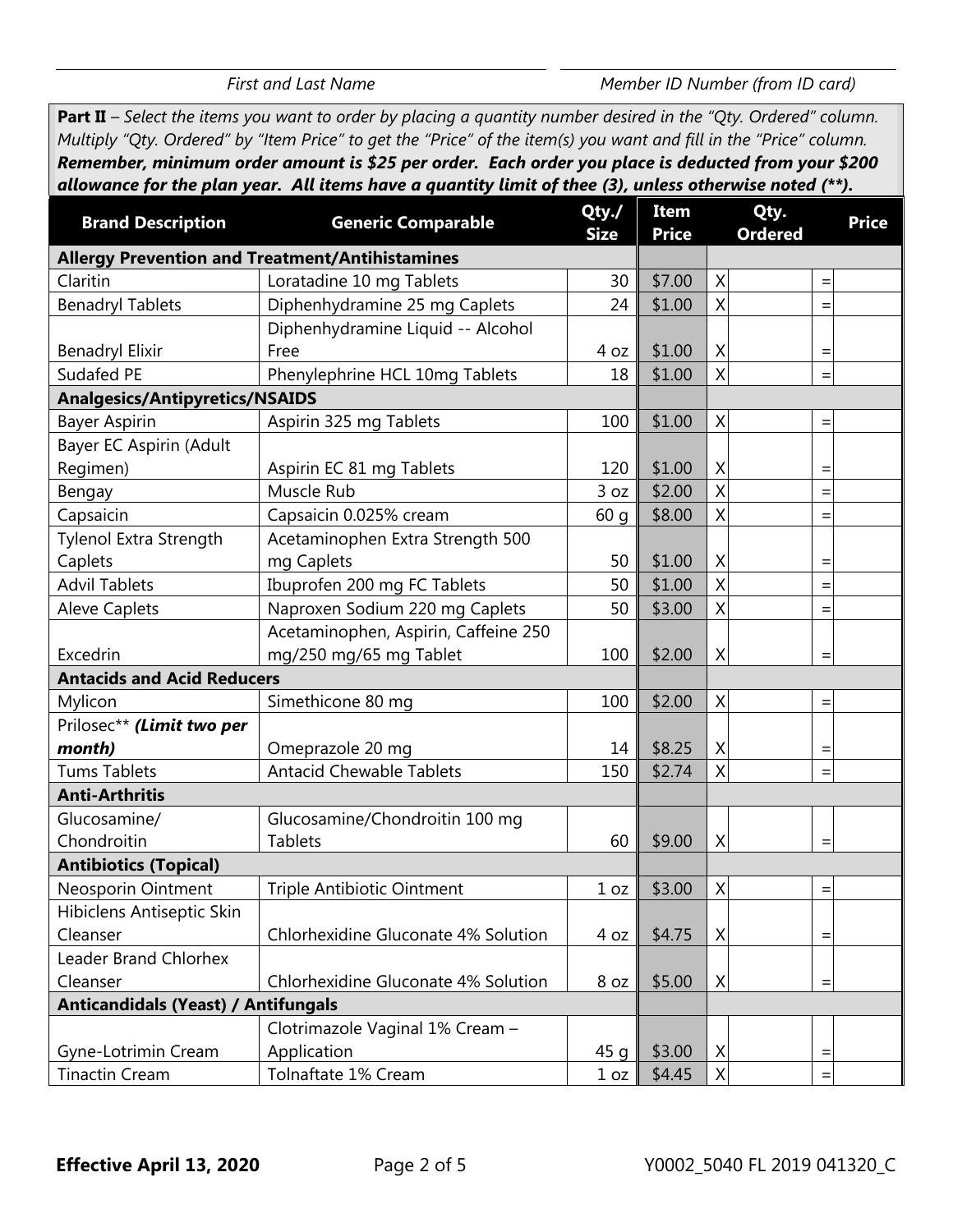First and Last Name | Member ID Number (from ID card)

**Part II** – *Select the items you want to order by placing a quantity number desired in the "Qty. Ordered" column. Multiply "Qty. Ordered" by "Item Price" to get the "Price" of the item(s) you want and fill in the "Price" column.* ***Remember, minimum order amount is $25 per order. Each order you place is deducted from your $200 allowance for the plan year. All items have a quantity limit of thee (3), unless otherwise noted (**).***

| Brand Description | Generic Comparable | Qty./ Size | Item Price | | Qty. Ordered | | Price |
|---|---|---|---|---|---|---|---|
| **Allergy Prevention and Treatment/Antihistamines** | | | | | | | |
| Claritin | Loratadine 10 mg Tablets | 30 | $7.00 | X | | = | |
| Benadryl Tablets | Diphenhydramine 25 mg Caplets | 24 | $1.00 | X | | = | |
| Benadryl Elixir | Diphenhydramine Liquid -- Alcohol Free | 4 oz | $1.00 | X | | = | |
| Sudafed PE | Phenylephrine HCL 10mg Tablets | 18 | $1.00 | X | | = | |
| **Analgesics/Antipyretics/NSAIDS** | | | | | | | |
| Bayer Aspirin | Aspirin 325 mg Tablets | 100 | $1.00 | X | | = | |
| Bayer EC Aspirin (Adult Regimen) | Aspirin EC 81 mg Tablets | 120 | $1.00 | X | | = | |
| Bengay | Muscle Rub | 3 oz | $2.00 | X | | = | |
| Capsaicin | Capsaicin 0.025% cream | 60 g | $8.00 | X | | = | |
| Tylenol Extra Strength Caplets | Acetaminophen Extra Strength 500 mg Caplets | 50 | $1.00 | X | | = | |
| Advil Tablets | Ibuprofen 200 mg FC Tablets | 50 | $1.00 | X | | = | |
| Aleve Caplets | Naproxen Sodium 220 mg Caplets | 50 | $3.00 | X | | = | |
| Excedrin | Acetaminophen, Aspirin, Caffeine 250 mg/250 mg/65 mg Tablet | 100 | $2.00 | X | | = | |
| **Antacids and Acid Reducers** | | | | | | | |
| Mylicon | Simethicone 80 mg | 100 | $2.00 | X | | = | |
| Prilosec** ***(Limit two per month)*** | Omeprazole 20 mg | 14 | $8.25 | X | | = | |
| Tums Tablets | Antacid Chewable Tablets | 150 | $2.74 | X | | = | |
| **Anti-Arthritis** | | | | | | | |
| Glucosamine/ Chondroitin | Glucosamine/Chondroitin 100 mg Tablets | 60 | $9.00 | X | | = | |
| **Antibiotics (Topical)** | | | | | | | |
| Neosporin Ointment | Triple Antibiotic Ointment | 1 oz | $3.00 | X | | = | |
| Hibiclens Antiseptic Skin Cleanser | Chlorhexidine Gluconate 4% Solution | 4 oz | $4.75 | X | | = | |
| Leader Brand Chlorhex Cleanser | Chlorhexidine Gluconate 4% Solution | 8 oz | $5.00 | X | | = | |
| **Anticandidals (Yeast) / Antifungals** | | | | | | | |
| Gyne-Lotrimin Cream | Clotrimazole Vaginal 1% Cream – Application | 45 g | $3.00 | X | | = | |
| Tinactin Cream | Tolnaftate 1% Cream | 1 oz | $4.45 | X | | = | |

**Effective April 13, 2020** | Y0002_5040 FL 2019 041320_C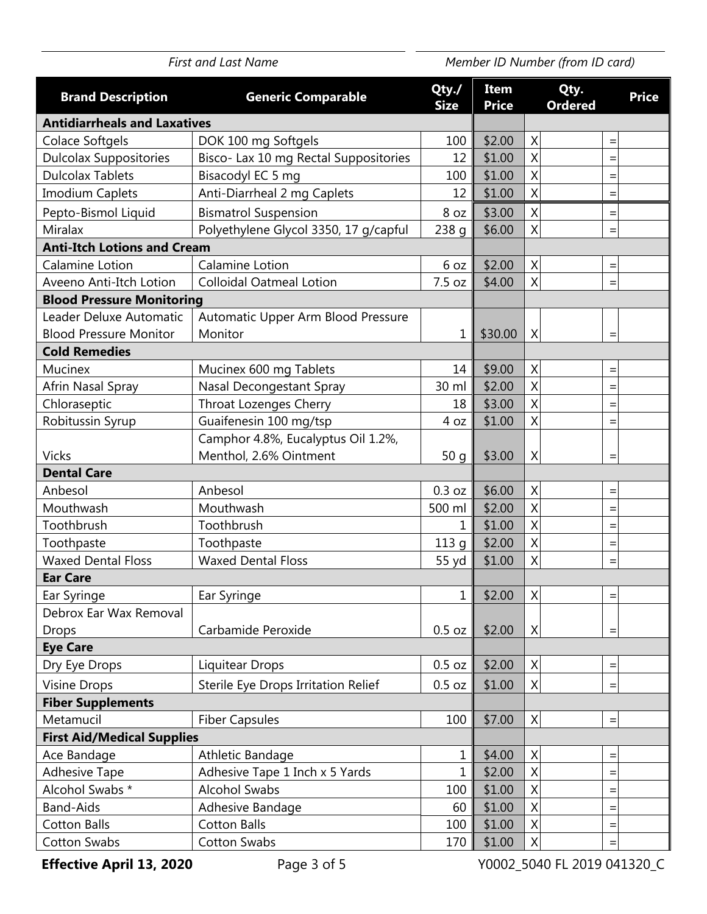First and Last Name

Member ID Number (from ID card)

| Brand Description | Generic Comparable | Qty./ Size | Item Price | Qty. Ordered | | Price |
|---|---|---|---|---|---|---|
| **Antidiarrheals and Laxatives** | | | | | | |
| Colace Softgels | DOK 100 mg Softgels | 100 | $2.00 | X | = | |
| Dulcolax Suppositories | Bisco- Lax 10 mg Rectal Suppositories | 12 | $1.00 | X | = | |
| Dulcolax Tablets | Bisacodyl EC 5 mg | 100 | $1.00 | X | = | |
| Imodium Caplets | Anti-Diarrheal 2 mg Caplets | 12 | $1.00 | X | = | |
| Pepto-Bismol Liquid | Bismatrol Suspension | 8 oz | $3.00 | X | = | |
| Miralax | Polyethylene Glycol 3350, 17 g/capful | 238 g | $6.00 | X | = | |
| **Anti-Itch Lotions and Cream** | | | | | | |
| Calamine Lotion | Calamine Lotion | 6 oz | $2.00 | X | = | |
| Aveeno Anti-Itch Lotion | Colloidal Oatmeal Lotion | 7.5 oz | $4.00 | X | = | |
| **Blood Pressure Monitoring** | | | | | | |
| Leader Deluxe Automatic Blood Pressure Monitor | Automatic Upper Arm Blood Pressure Monitor | 1 | $30.00 | X | = | |
| **Cold Remedies** | | | | | | |
| Mucinex | Mucinex 600 mg Tablets | 14 | $9.00 | X | = | |
| Afrin Nasal Spray | Nasal Decongestant Spray | 30 ml | $2.00 | X | = | |
| Chloraseptic | Throat Lozenges Cherry | 18 | $3.00 | X | = | |
| Robitussin Syrup | Guaifenesin 100 mg/tsp | 4 oz | $1.00 | X | = | |
| Vicks | Camphor 4.8%, Eucalyptus Oil 1.2%, Menthol, 2.6% Ointment | 50 g | $3.00 | X | = | |
| **Dental Care** | | | | | | |
| Anbesol | Anbesol | 0.3 oz | $6.00 | X | = | |
| Mouthwash | Mouthwash | 500 ml | $2.00 | X | = | |
| Toothbrush | Toothbrush | 1 | $1.00 | X | = | |
| Toothpaste | Toothpaste | 113 g | $2.00 | X | = | |
| Waxed Dental Floss | Waxed Dental Floss | 55 yd | $1.00 | X | = | |
| **Ear Care** | | | | | | |
| Ear Syringe | Ear Syringe | 1 | $2.00 | X | = | |
| Debrox Ear Wax Removal Drops | Carbamide Peroxide | 0.5 oz | $2.00 | X | = | |
| **Eye Care** | | | | | | |
| Dry Eye Drops | Liquitear Drops | 0.5 oz | $2.00 | X | = | |
| Visine Drops | Sterile Eye Drops Irritation Relief | 0.5 oz | $1.00 | X | = | |
| **Fiber Supplements** | | | | | | |
| Metamucil | Fiber Capsules | 100 | $7.00 | X | = | |
| **First Aid/Medical Supplies** | | | | | | |
| Ace Bandage | Athletic Bandage | 1 | $4.00 | X | = | |
| Adhesive Tape | Adhesive Tape 1 Inch x 5 Yards | 1 | $2.00 | X | = | |
| Alcohol Swabs * | Alcohol Swabs | 100 | $1.00 | X | = | |
| Band-Aids | Adhesive Bandage | 60 | $1.00 | X | = | |
| Cotton Balls | Cotton Balls | 100 | $1.00 | X | = | |
| Cotton Swabs | Cotton Swabs | 170 | $1.00 | X | = | |

**Effective April 13, 2020**

Y0002_5040 FL 2019 041320_C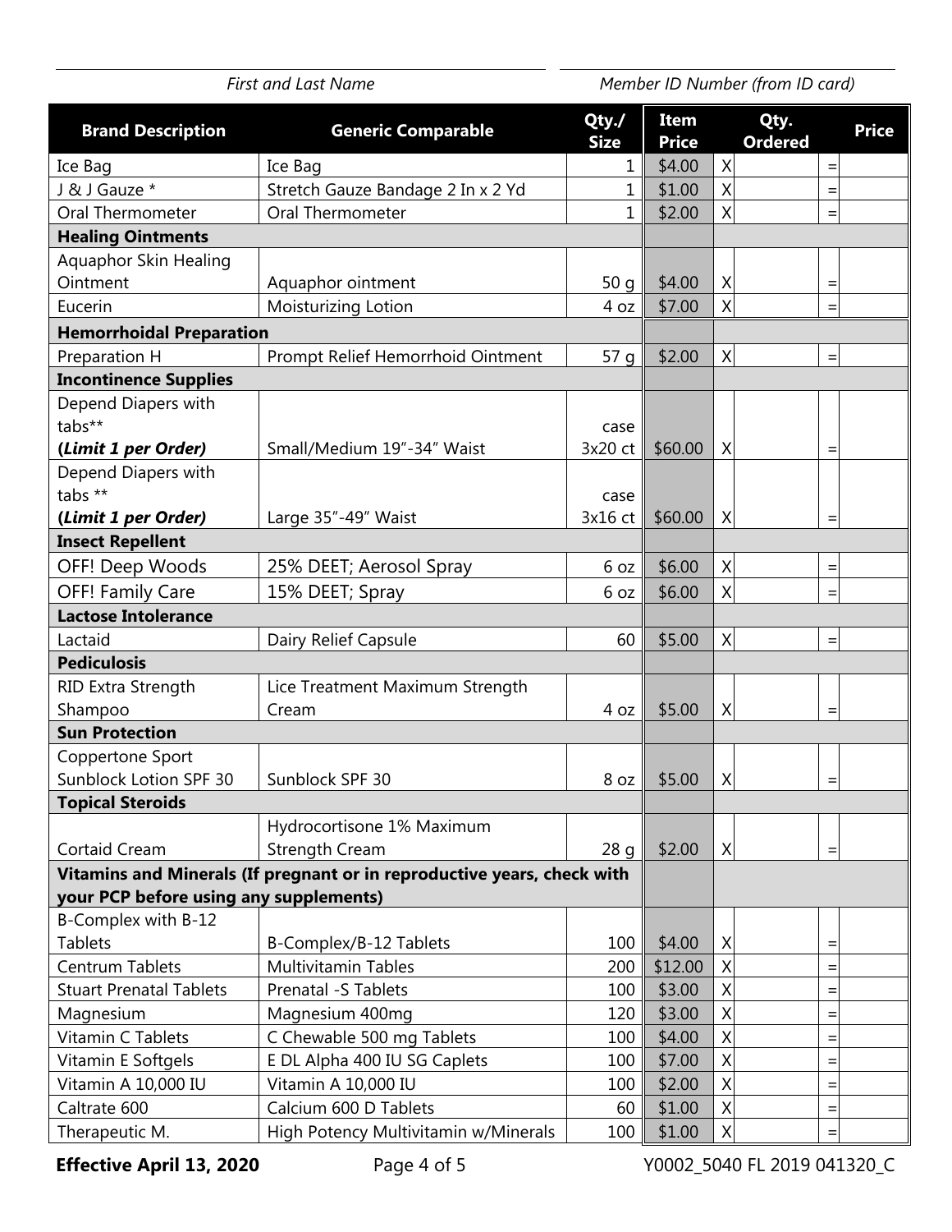| First and Last Name | Member ID Number (from ID card) |
|---|---|
| | |

| Brand Description | Generic Comparable | Qty./ Size | Item Price | | Qty. Ordered | | Price |
|---|---|---|---|---|---|---|---|
| Ice Bag | Ice Bag | 1 | $4.00 | X | | = | |
| J & J Gauze * | Stretch Gauze Bandage 2 In x 2 Yd | 1 | $1.00 | X | | = | |
| Oral Thermometer | Oral Thermometer | 1 | $2.00 | X | | = | |
| **Healing Ointments** | | | | | | | |
| Aquaphor Skin Healing Ointment | Aquaphor ointment | 50 g | $4.00 | X | | = | |
| Eucerin | Moisturizing Lotion | 4 oz | $7.00 | X | | = | |
| **Hemorrhoidal Preparation** | | | | | | | |
| Preparation H | Prompt Relief Hemorrhoid Ointment | 57 g | $2.00 | X | | = | |
| **Incontinence Supplies** | | | | | | | |
| Depend Diapers with tabs** ***(Limit 1 per Order)*** | Small/Medium 19"-34" Waist | case 3x20 ct | $60.00 | X | | = | |
| Depend Diapers with tabs ** ***(Limit 1 per Order)*** | Large 35"-49" Waist | case 3x16 ct | $60.00 | X | | = | |
| **Insect Repellent** | | | | | | | |
| OFF! Deep Woods | 25% DEET; Aerosol Spray | 6 oz | $6.00 | X | | = | |
| OFF! Family Care | 15% DEET; Spray | 6 oz | $6.00 | X | | = | |
| **Lactose Intolerance** | | | | | | | |
| Lactaid | Dairy Relief Capsule | 60 | $5.00 | X | | = | |
| **Pediculosis** | | | | | | | |
| RID Extra Strength Shampoo | Lice Treatment Maximum Strength Cream | 4 oz | $5.00 | X | | = | |
| **Sun Protection** | | | | | | | |
| Coppertone Sport Sunblock Lotion SPF 30 | Sunblock SPF 30 | 8 oz | $5.00 | X | | = | |
| **Topical Steroids** | | | | | | | |
| Cortaid Cream | Hydrocortisone 1% Maximum Strength Cream | 28 g | $2.00 | X | | = | |
| **Vitamins and Minerals (If pregnant or in reproductive years, check with your PCP before using any supplements)** | | | | | | | |
| B-Complex with B-12 Tablets | B-Complex/B-12 Tablets | 100 | $4.00 | X | | = | |
| Centrum Tablets | Multivitamin Tables | 200 | $12.00 | X | | = | |
| Stuart Prenatal Tablets | Prenatal -S Tablets | 100 | $3.00 | X | | = | |
| Magnesium | Magnesium 400mg | 120 | $3.00 | X | | = | |
| Vitamin C Tablets | C Chewable 500 mg Tablets | 100 | $4.00 | X | | = | |
| Vitamin E Softgels | E DL Alpha 400 IU SG Caplets | 100 | $7.00 | X | | = | |
| Vitamin A 10,000 IU | Vitamin A 10,000 IU | 100 | $2.00 | X | | = | |
| Caltrate 600 | Calcium 600 D Tablets | 60 | $1.00 | X | | = | |
| Therapeutic M. | High Potency Multivitamin w/Minerals | 100 | $1.00 | X | | = | |

**Effective April 13, 2020**

Y0002_5040 FL 2019 041320_C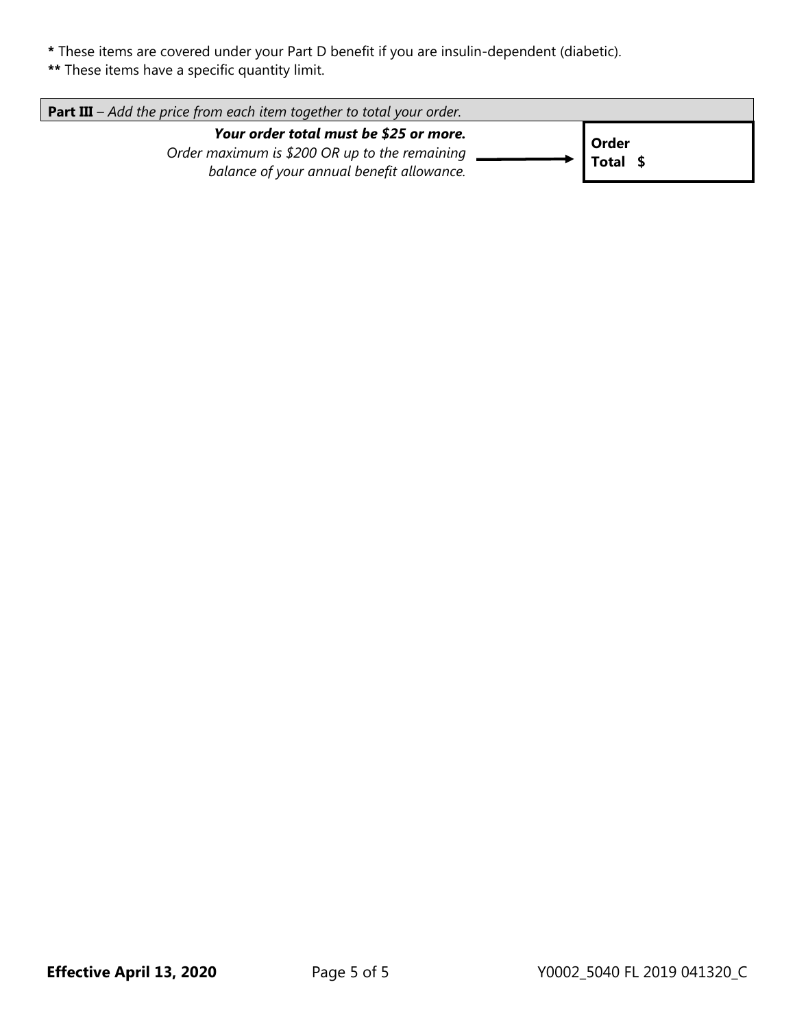**\*** These items are covered under your Part D benefit if you are insulin-dependent (diabetic).

**\*\*** These items have a specific quantity limit.

**Part III** – *Add the price from each item together to total your order.*

| | |
|---|---|
| ***Your order total must be $25 or more.*** *Order maximum is $200 OR up to the remaining balance of your annual benefit allowance.* → | **Order Total $** |

**Effective April 13, 2020**

Y0002_5040 FL 2019 041320_C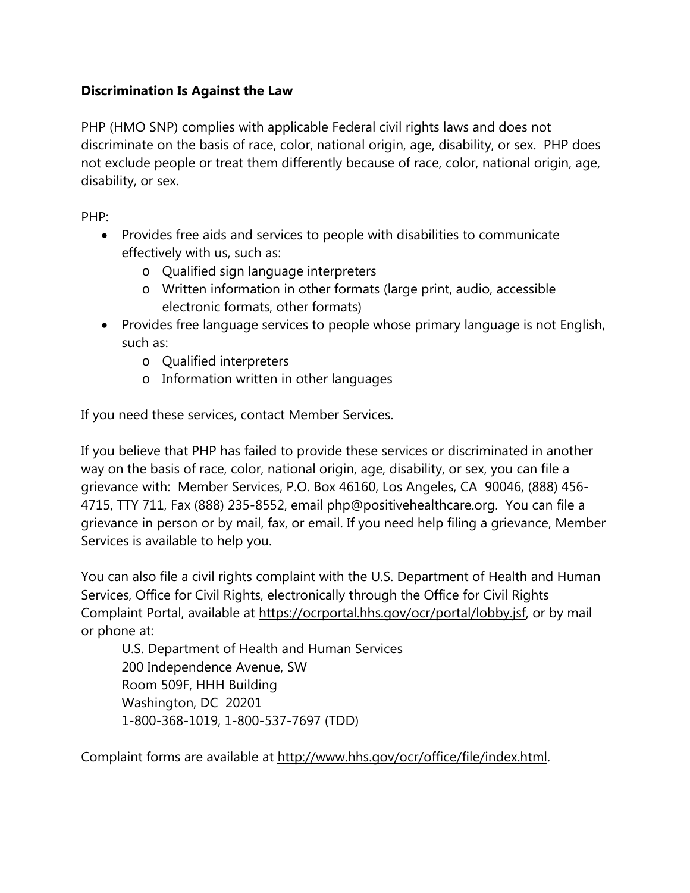**Discrimination Is Against the Law**

PHP (HMO SNP) complies with applicable Federal civil rights laws and does not discriminate on the basis of race, color, national origin, age, disability, or sex. PHP does not exclude people or treat them differently because of race, color, national origin, age, disability, or sex.

PHP:

- Provides free aids and services to people with disabilities to communicate effectively with us, such as:
  - Qualified sign language interpreters
  - Written information in other formats (large print, audio, accessible electronic formats, other formats)
- Provides free language services to people whose primary language is not English, such as:
  - Qualified interpreters
  - Information written in other languages

If you need these services, contact Member Services.

If you believe that PHP has failed to provide these services or discriminated in another way on the basis of race, color, national origin, age, disability, or sex, you can file a grievance with: Member Services, P.O. Box 46160, Los Angeles, CA 90046, (888) 456-4715, TTY 711, Fax (888) 235-8552, email php@positivehealthcare.org. You can file a grievance in person or by mail, fax, or email. If you need help filing a grievance, Member Services is available to help you.

You can also file a civil rights complaint with the U.S. Department of Health and Human Services, Office for Civil Rights, electronically through the Office for Civil Rights Complaint Portal, available at https://ocrportal.hhs.gov/ocr/portal/lobby.jsf, or by mail or phone at:

U.S. Department of Health and Human Services
200 Independence Avenue, SW
Room 509F, HHH Building
Washington, DC 20201
1-800-368-1019, 1-800-537-7697 (TDD)

Complaint forms are available at http://www.hhs.gov/ocr/office/file/index.html.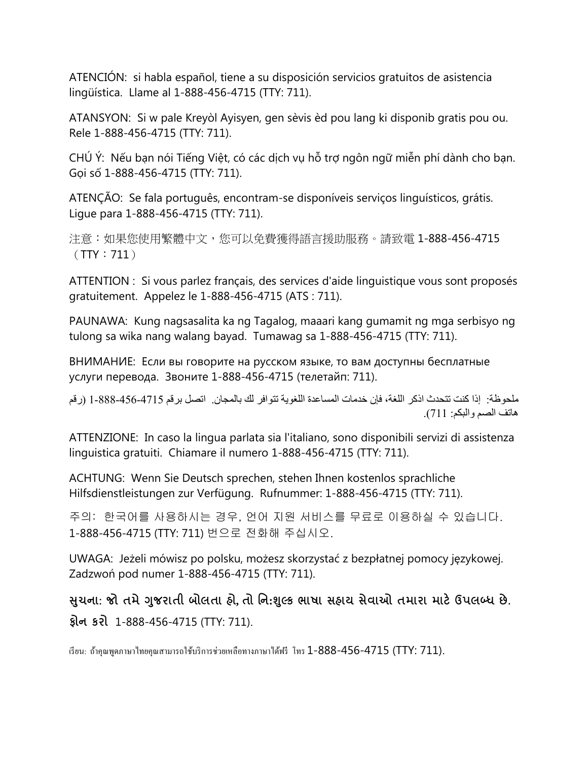ATENCIÓN: si habla español, tiene a su disposición servicios gratuitos de asistencia lingüística. Llame al 1-888-456-4715 (TTY: 711).

ATANSYON: Si w pale Kreyòl Ayisyen, gen sèvis èd pou lang ki disponib gratis pou ou. Rele 1-888-456-4715 (TTY: 711).

CHÚ Ý: Nếu bạn nói Tiếng Việt, có các dịch vụ hỗ trợ ngôn ngữ miễn phí dành cho bạn. Gọi số 1-888-456-4715 (TTY: 711).

ATENÇÃO: Se fala português, encontram-se disponíveis serviços linguísticos, grátis. Ligue para 1-888-456-4715 (TTY: 711).

注意：如果您使用繁體中文，您可以免費獲得語言援助服務。請致電 1-888-456-4715（TTY：711）

ATTENTION : Si vous parlez français, des services d'aide linguistique vous sont proposés gratuitement. Appelez le 1-888-456-4715 (ATS : 711).

PAUNAWA: Kung nagsasalita ka ng Tagalog, maaari kang gumamit ng mga serbisyo ng tulong sa wika nang walang bayad. Tumawag sa 1-888-456-4715 (TTY: 711).

ВНИМАНИЕ: Если вы говорите на русском языке, то вам доступны бесплатные услуги перевода. Звоните 1-888-456-4715 (телетайп: 711).

ملحوظة: إذا كنت تتحدث اذكر اللغة، فإن خدمات المساعدة اللغوية تتوافر لك بالمجان. اتصل برقم 1-888-456-4715 (رقم هاتف الصم والبكم: 711).

ATTENZIONE: In caso la lingua parlata sia l'italiano, sono disponibili servizi di assistenza linguistica gratuiti. Chiamare il numero 1-888-456-4715 (TTY: 711).

ACHTUNG: Wenn Sie Deutsch sprechen, stehen Ihnen kostenlos sprachliche Hilfsdienstleistungen zur Verfügung. Rufnummer: 1-888-456-4715 (TTY: 711).

주의: 한국어를 사용하시는 경우, 언어 지원 서비스를 무료로 이용하실 수 있습니다. 1-888-456-4715 (TTY: 711) 번으로 전화해 주십시오.

UWAGA: Jeżeli mówisz po polsku, możesz skorzystać z bezpłatnej pomocy językowej. Zadzwoń pod numer 1-888-456-4715 (TTY: 711).

**સુચના: જો તમે ગુજરાતી બોલતા હો, તો નિ:શુલ્ક ભાષા સહાય સેવાઓ તમારા માટે ઉપલબ્ધ છે. ફોન કરો** 1-888-456-4715 (TTY: 711).

เรียน: ถ้าคุณพูดภาษาไทยคุณสามารถใช้บริการช่วยเหลือทางภาษาได้ฟรี โทร 1-888-456-4715 (TTY: 711).